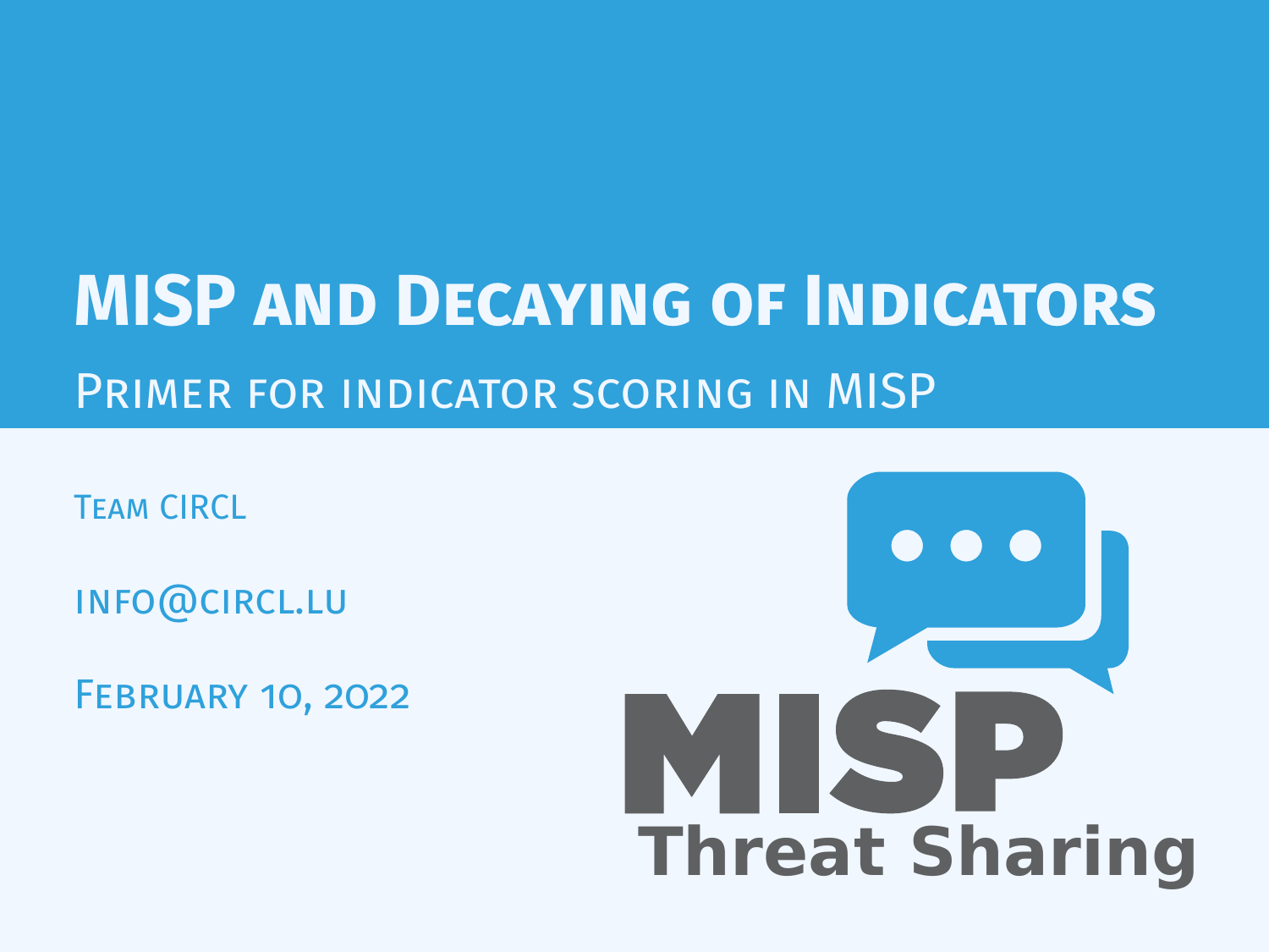# MISP and Decaying of Indicators

## Primer for indicator scoring in MISP

Team CIRCL

info@circl.lu

February 10, 2022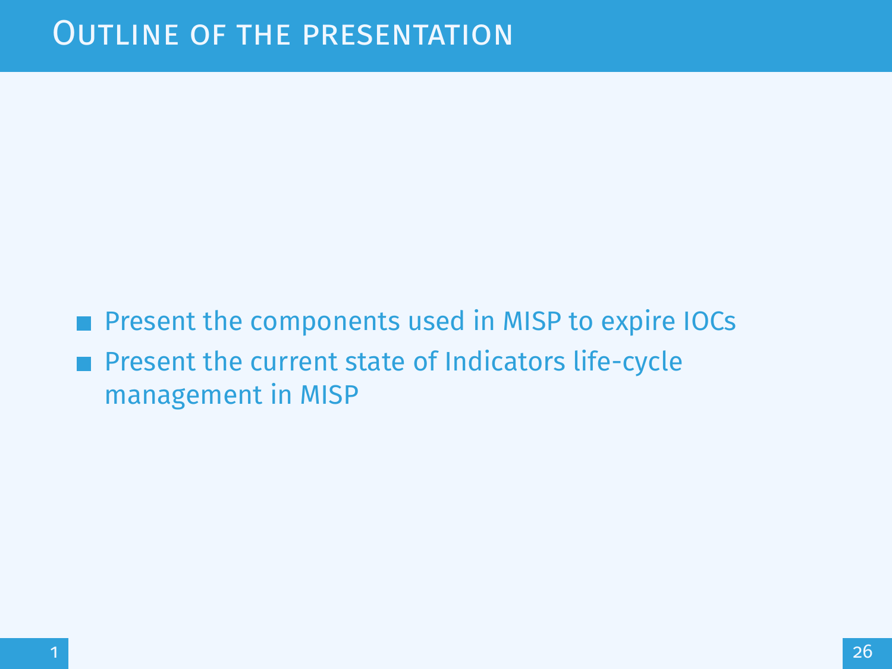# Outline of the presentation

- Present the components used in MISP to expire IOCs
- Present the current state of Indicators life-cycle management in MISP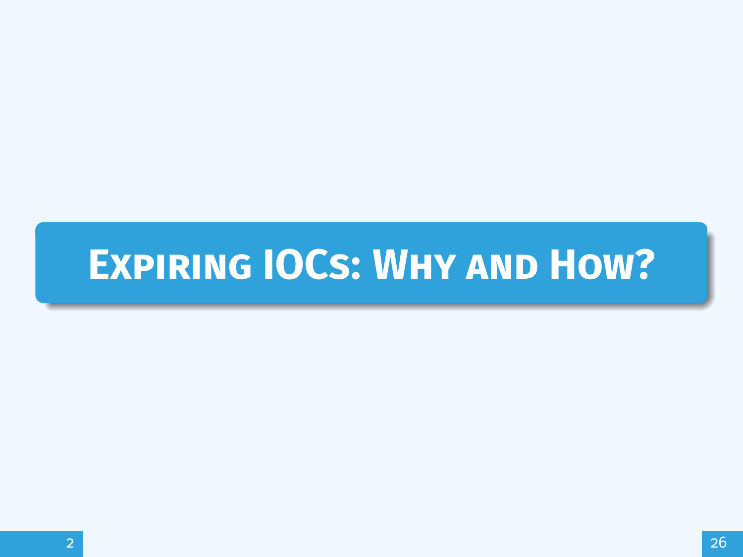# Expiring IOCs: Why and How?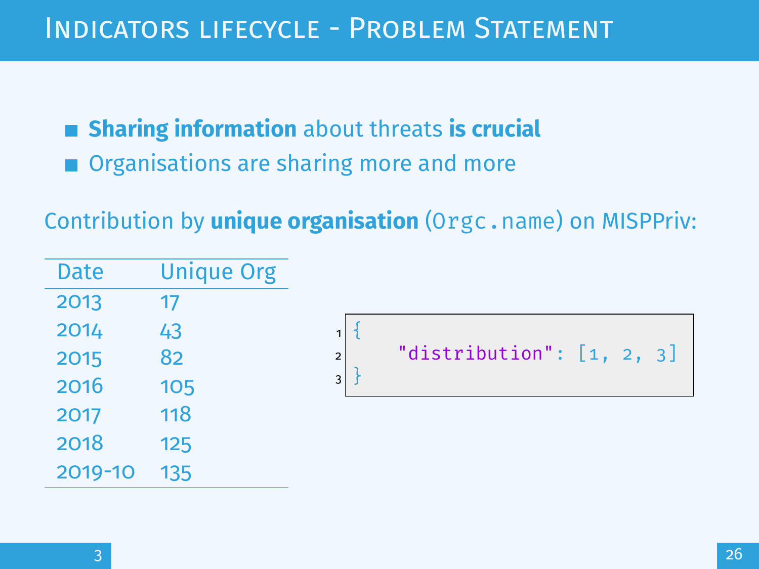# Indicators lifecycle - Problem Statement

- **Sharing information** about threats **is crucial**
- Organisations are sharing more and more

Contribution by **unique organisation** (`Orgc.name`) on MISPPriv:

| Date | Unique Org |
|---|---|
| 2013 | 17 |
| 2014 | 43 |
| 2015 | 82 |
| 2016 | 105 |
| 2017 | 118 |
| 2018 | 125 |
| 2019-10 | 135 |

```json
{
    "distribution": [1, 2, 3]
}
```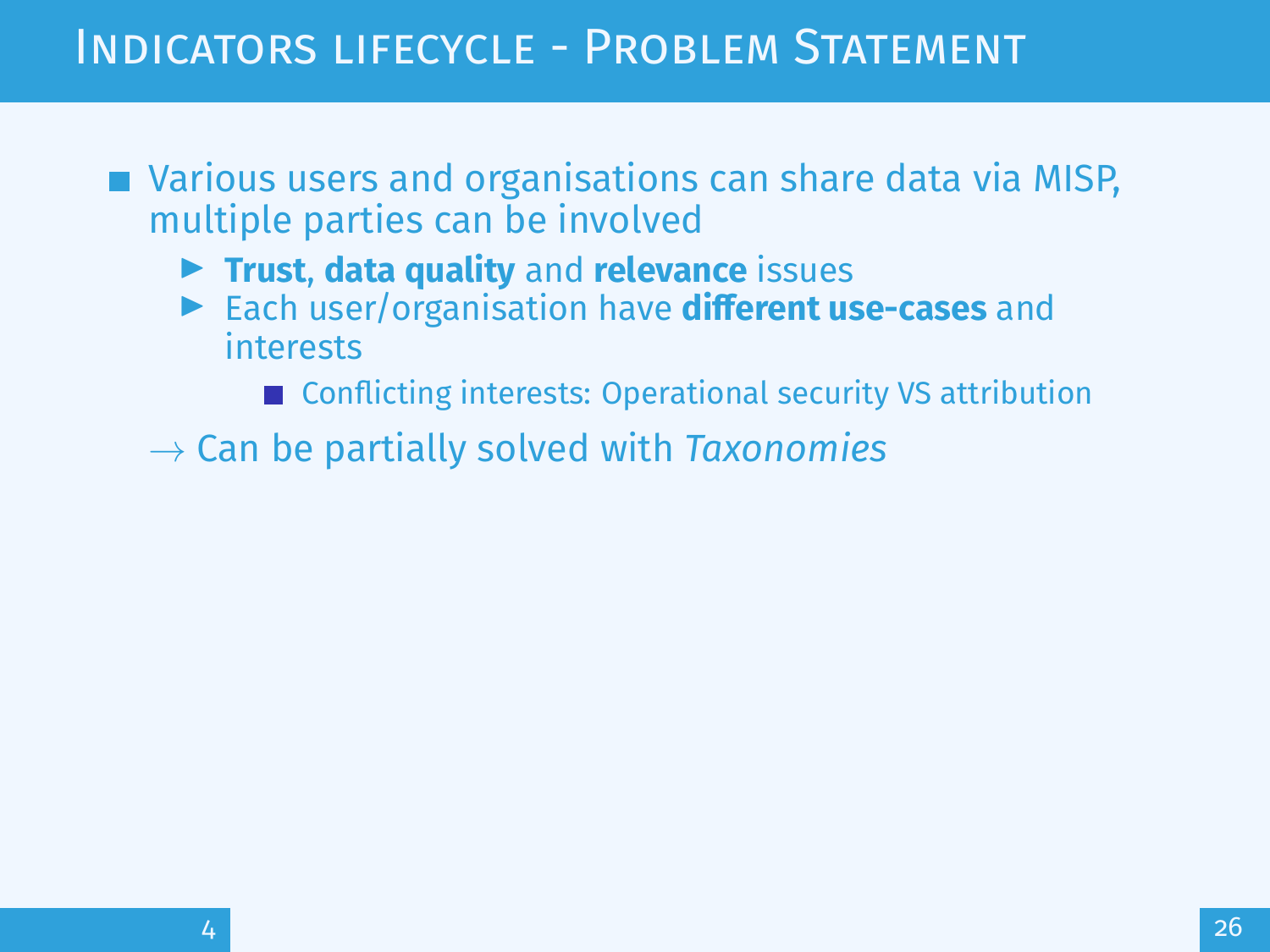# Indicators lifecycle - Problem Statement

- Various users and organisations can share data via MISP, multiple parties can be involved
  - **Trust**, **data quality** and **relevance** issues
  - Each user/organisation have **different use-cases** and interests
    - Conflicting interests: Operational security VS attribution

→ Can be partially solved with *Taxonomies*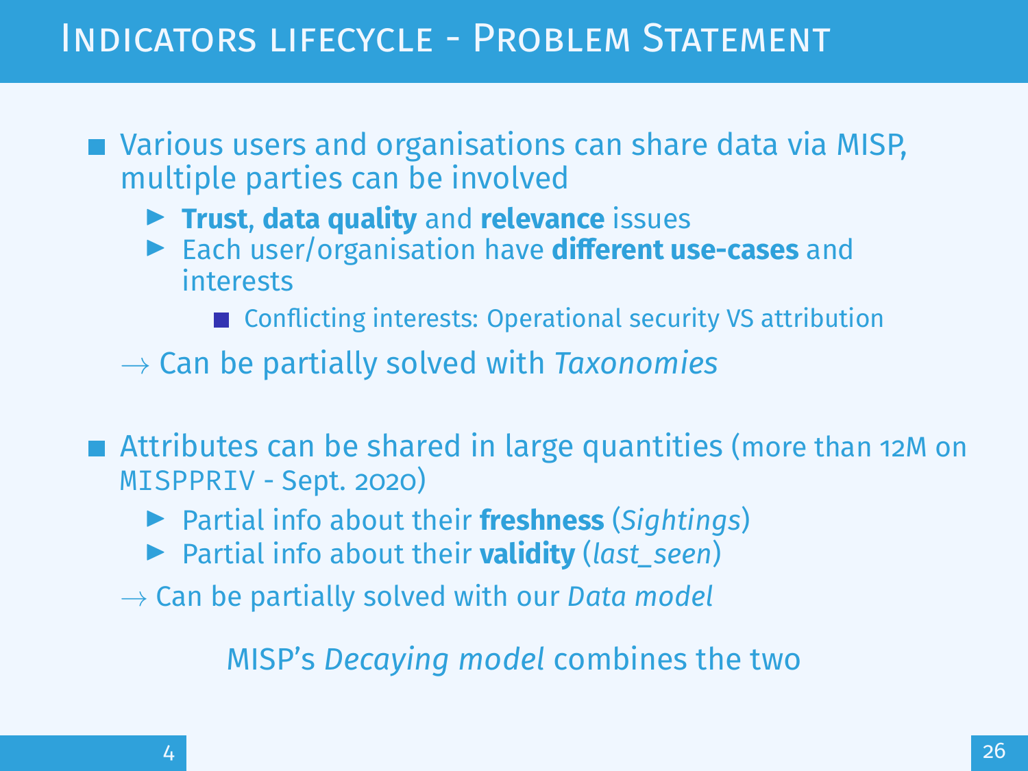# Indicators lifecycle - Problem Statement

- Various users and organisations can share data via MISP, multiple parties can be involved
  - **Trust**, **data quality** and **relevance** issues
  - Each user/organisation have **different use-cases** and interests
    - Conflicting interests: Operational security VS attribution

  → Can be partially solved with *Taxonomies*

- Attributes can be shared in large quantities (more than 12M on `MISPPRIV` - Sept. 2020)
  - Partial info about their **freshness** (*Sightings*)
  - Partial info about their **validity** (*last_seen*)

  → Can be partially solved with our *Data model*

MISP's *Decaying model* combines the two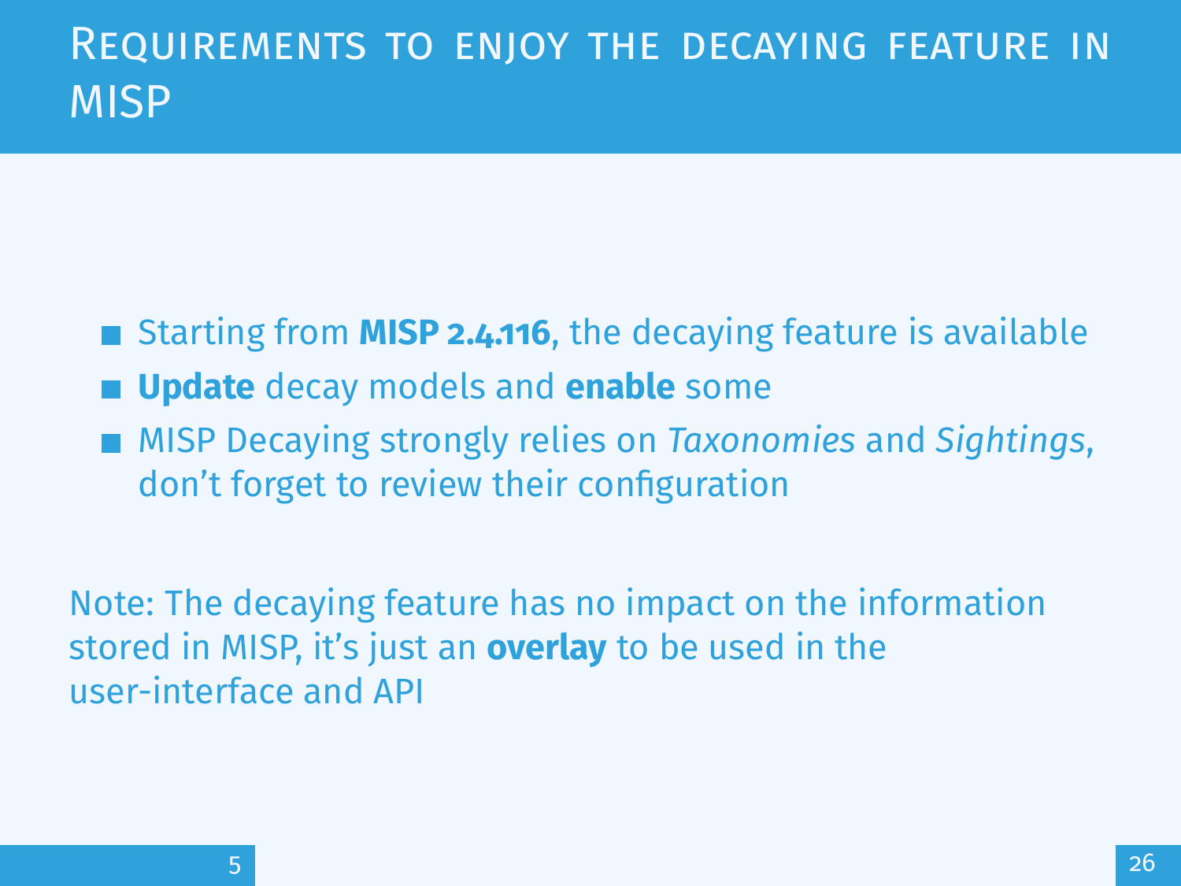# Requirements to enjoy the decaying feature in MISP

- Starting from **MISP 2.4.116**, the decaying feature is available
- **Update** decay models and **enable** some
- MISP Decaying strongly relies on *Taxonomies* and *Sightings*, don't forget to review their configuration

Note: The decaying feature has no impact on the information stored in MISP, it's just an **overlay** to be used in the user-interface and API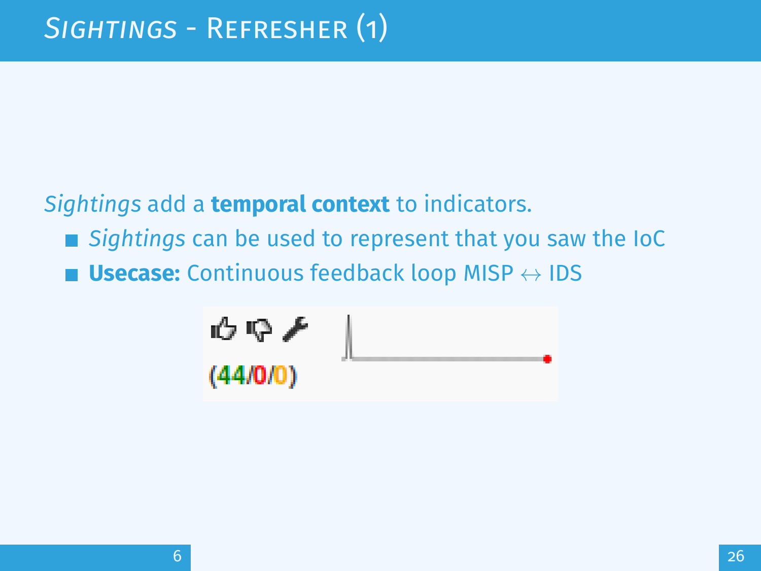# *Sightings* - Refresher (1)

*Sightings* add a **temporal context** to indicators.

- *Sightings* can be used to represent that you saw the IoC
- **Usecase:** Continuous feedback loop MISP $\leftrightarrow$ IDS

(44/0/0)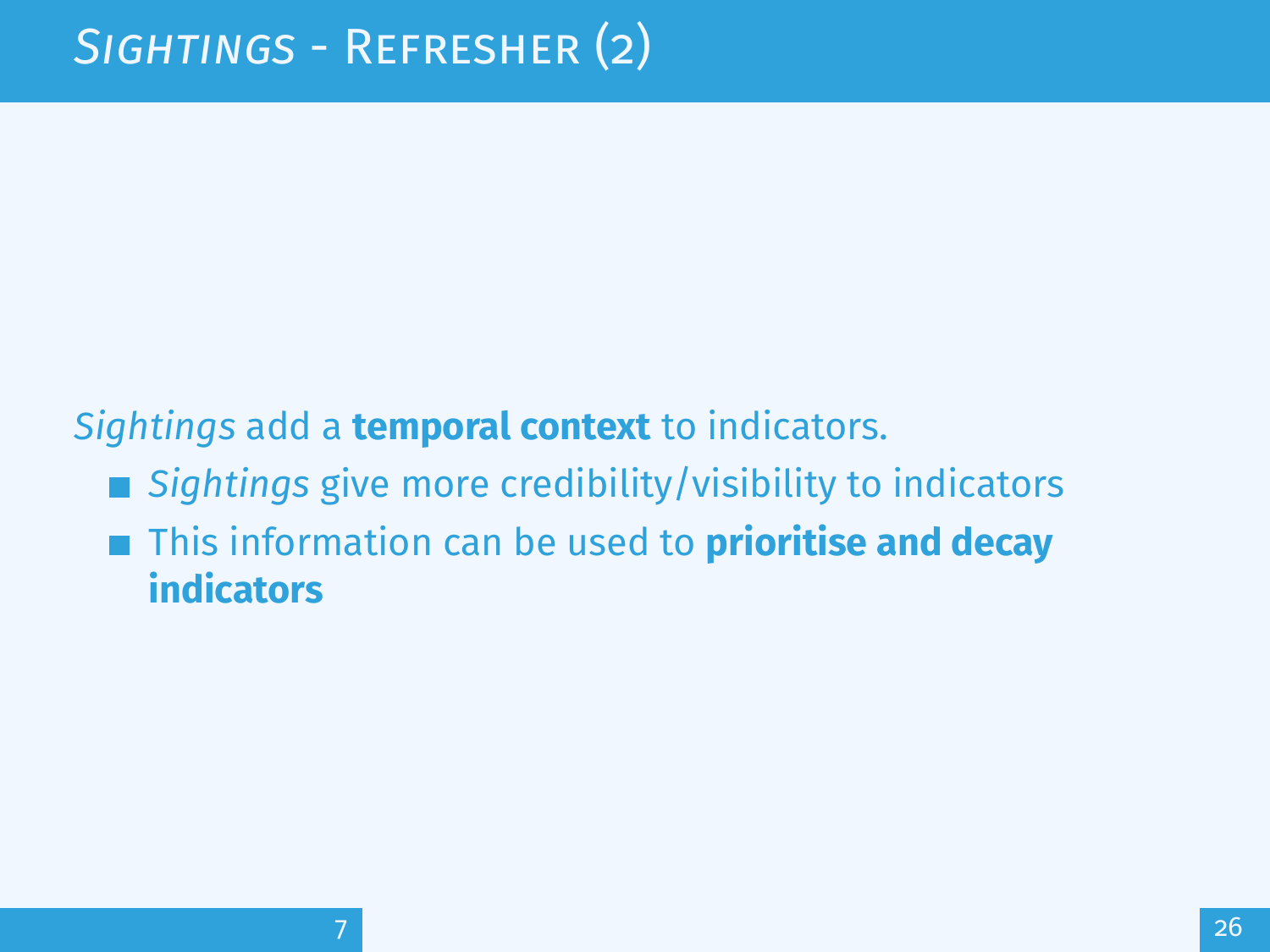# *Sightings* - Refresher (2)

*Sightings* add a **temporal context** to indicators.

- *Sightings* give more credibility/visibility to indicators
- This information can be used to **prioritise and decay indicators**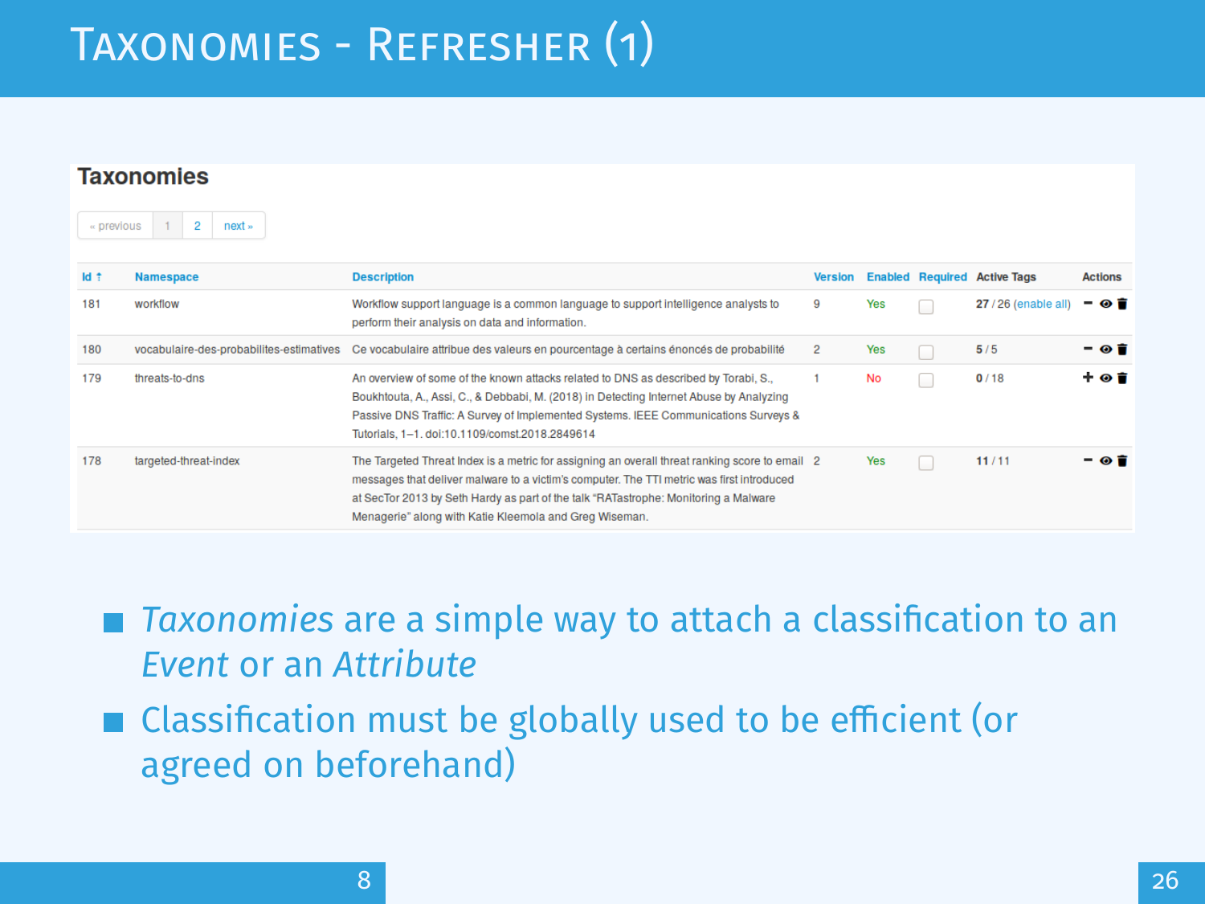# Taxonomies - Refresher (1)

## Taxonomies

« previous | 1 | 2 | next »

| Id ↑ | Namespace | Description | Version | Enabled | Required | Active Tags | Actions |
|---|---|---|---|---|---|---|---|
| 181 | workflow | Workflow support language is a common language to support intelligence analysts to perform their analysis on data and information. | 9 | Yes | ☐ | 27 / 26 (enable all) | − 👁 🗑 |
| 180 | vocabulaire-des-probabilites-estimatives | Ce vocabulaire attribue des valeurs en pourcentage à certains énoncés de probabilité | 2 | Yes | ☐ | 5 / 5 | − 👁 🗑 |
| 179 | threats-to-dns | An overview of some of the known attacks related to DNS as described by Torabi, S., Boukhtouta, A., Assi, C., & Debbabi, M. (2018) in Detecting Internet Abuse by Analyzing Passive DNS Traffic: A Survey of Implemented Systems. IEEE Communications Surveys & Tutorials, 1–1. doi:10.1109/comst.2018.2849614 | 1 | No | ☐ | 0 / 18 | + 👁 🗑 |
| 178 | targeted-threat-index | The Targeted Threat Index is a metric for assigning an overall threat ranking score to email messages that deliver malware to a victim's computer. The TTI metric was first introduced at SecTor 2013 by Seth Hardy as part of the talk "RATastrophe: Monitoring a Malware Menagerie" along with Katie Kleemola and Greg Wiseman. | 2 | Yes | ☐ | 11 / 11 | − 👁 🗑 |

- *Taxonomies* are a simple way to attach a classification to an *Event* or an *Attribute*
- Classification must be globally used to be efficient (or agreed on beforehand)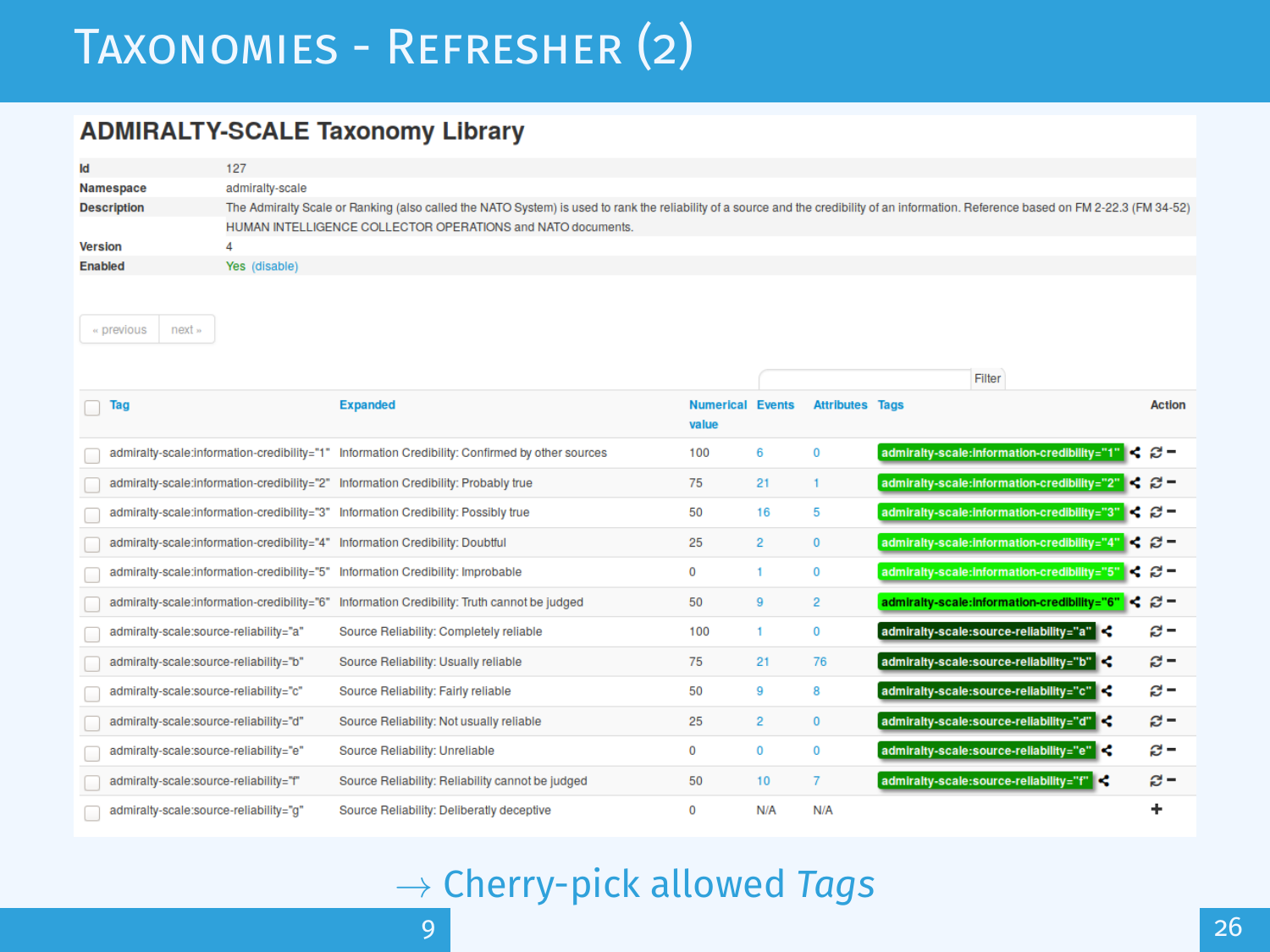# Taxonomies - Refresher (2)

## ADMIRALTY-SCALE Taxonomy Library

| | |
|---|---|
| **Id** | 127 |
| **Namespace** | admiralty-scale |
| **Description** | The Admiralty Scale or Ranking (also called the NATO System) is used to rank the reliability of a source and the credibility of an information. Reference based on FM 2-22.3 (FM 34-52) HUMAN INTELLIGENCE COLLECTOR OPERATIONS and NATO documents. |
| **Version** | 4 |
| **Enabled** | Yes (disable) |

« previous next »

Filter

| Tag | Expanded | Numerical value | Events | Attributes | Tags | Action |
|---|---|---|---|---|---|---|
| admiralty-scale:information-credibility="1" | Information Credibility: Confirmed by other sources | 100 | 6 | 0 | admiralty-scale:information-credibility="1" | |
| admiralty-scale:information-credibility="2" | Information Credibility: Probably true | 75 | 21 | 1 | admiralty-scale:information-credibility="2" | |
| admiralty-scale:information-credibility="3" | Information Credibility: Possibly true | 50 | 16 | 5 | admiralty-scale:information-credibility="3" | |
| admiralty-scale:information-credibility="4" | Information Credibility: Doubtful | 25 | 2 | 0 | admiralty-scale:information-credibility="4" | |
| admiralty-scale:information-credibility="5" | Information Credibility: Improbable | 0 | 1 | 0 | admiralty-scale:information-credibility="5" | |
| admiralty-scale:information-credibility="6" | Information Credibility: Truth cannot be judged | 50 | 9 | 2 | admiralty-scale:information-credibility="6" | |
| admiralty-scale:source-reliability="a" | Source Reliability: Completely reliable | 100 | 1 | 0 | admiralty-scale:source-reliability="a" | |
| admiralty-scale:source-reliability="b" | Source Reliability: Usually reliable | 75 | 21 | 76 | admiralty-scale:source-reliability="b" | |
| admiralty-scale:source-reliability="c" | Source Reliability: Fairly reliable | 50 | 9 | 8 | admiralty-scale:source-reliability="c" | |
| admiralty-scale:source-reliability="d" | Source Reliability: Not usually reliable | 25 | 2 | 0 | admiralty-scale:source-reliability="d" | |
| admiralty-scale:source-reliability="e" | Source Reliability: Unreliable | 0 | 0 | 0 | admiralty-scale:source-reliability="e" | |
| admiralty-scale:source-reliability="f" | Source Reliability: Reliability cannot be judged | 50 | 10 | 7 | admiralty-scale:source-reliability="f" | |
| admiralty-scale:source-reliability="g" | Source Reliability: Deliberatly deceptive | 0 | N/A | N/A | | + |

→ Cherry-pick allowed *Tags*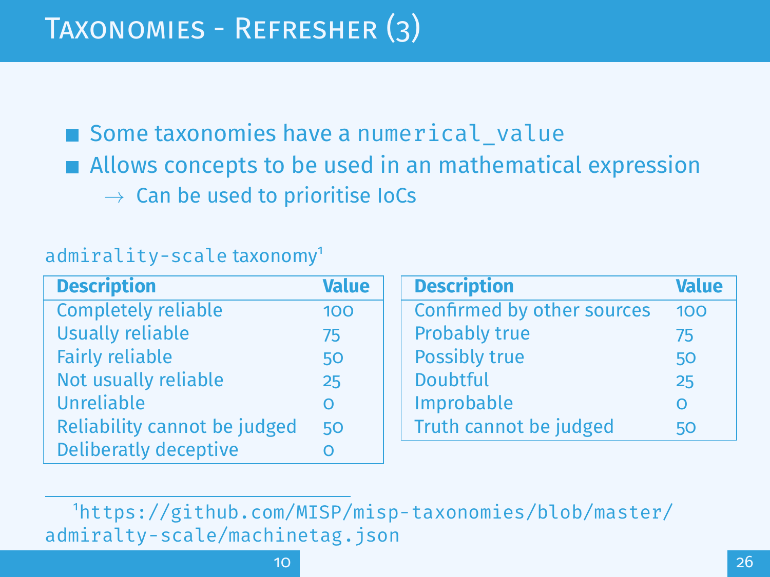# Taxonomies - Refresher (3)

- Some taxonomies have a `numerical_value`
- Allows concepts to be used in an mathematical expression
  → Can be used to prioritise IoCs

`admirality-scale` taxonomy[1]

| Description | Value |
| --- | --- |
| Completely reliable | 100 |
| Usually reliable | 75 |
| Fairly reliable | 50 |
| Not usually reliable | 25 |
| Unreliable | 0 |
| Reliability cannot be judged | 50 |
| Deliberatly deceptive | 0 |

| Description | Value |
| --- | --- |
| Confirmed by other sources | 100 |
| Probably true | 75 |
| Possibly true | 50 |
| Doubtful | 25 |
| Improbable | 0 |
| Truth cannot be judged | 50 |

[1] `https://github.com/MISP/misp-taxonomies/blob/master/admiralty-scale/machinetag.json`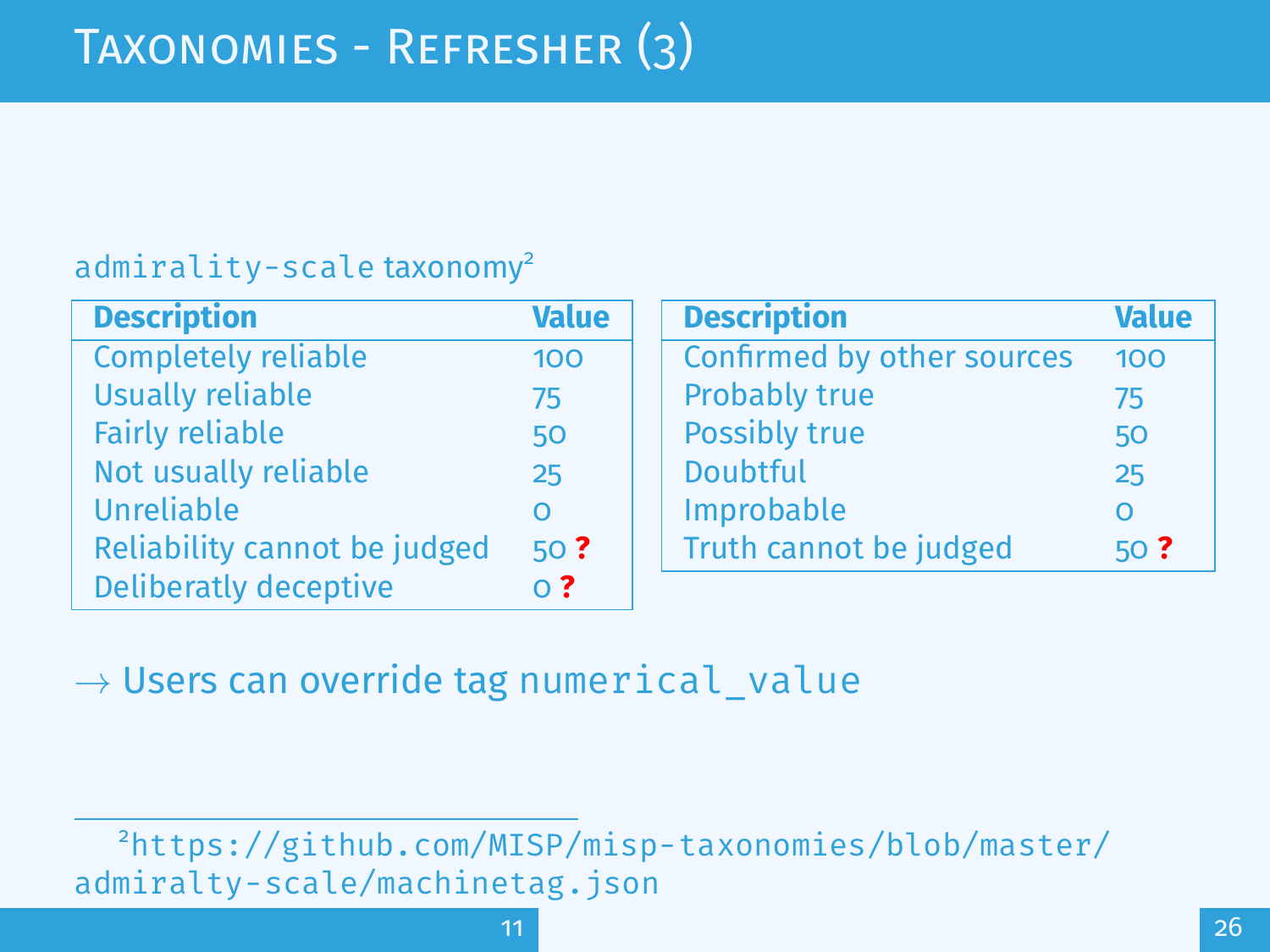# Taxonomies - Refresher (3)

admirality-scale taxonomy[2]

| Description | Value |
|---|---|
| Completely reliable | 100 |
| Usually reliable | 75 |
| Fairly reliable | 50 |
| Not usually reliable | 25 |
| Unreliable | 0 |
| Reliability cannot be judged | 50 **?** |
| Deliberatly deceptive | 0 **?** |

| Description | Value |
|---|---|
| Confirmed by other sources | 100 |
| Probably true | 75 |
| Possibly true | 50 |
| Doubtful | 25 |
| Improbable | 0 |
| Truth cannot be judged | 50 **?** |

→ Users can override tag numerical_value

[2] https://github.com/MISP/misp-taxonomies/blob/master/admiralty-scale/machinetag.json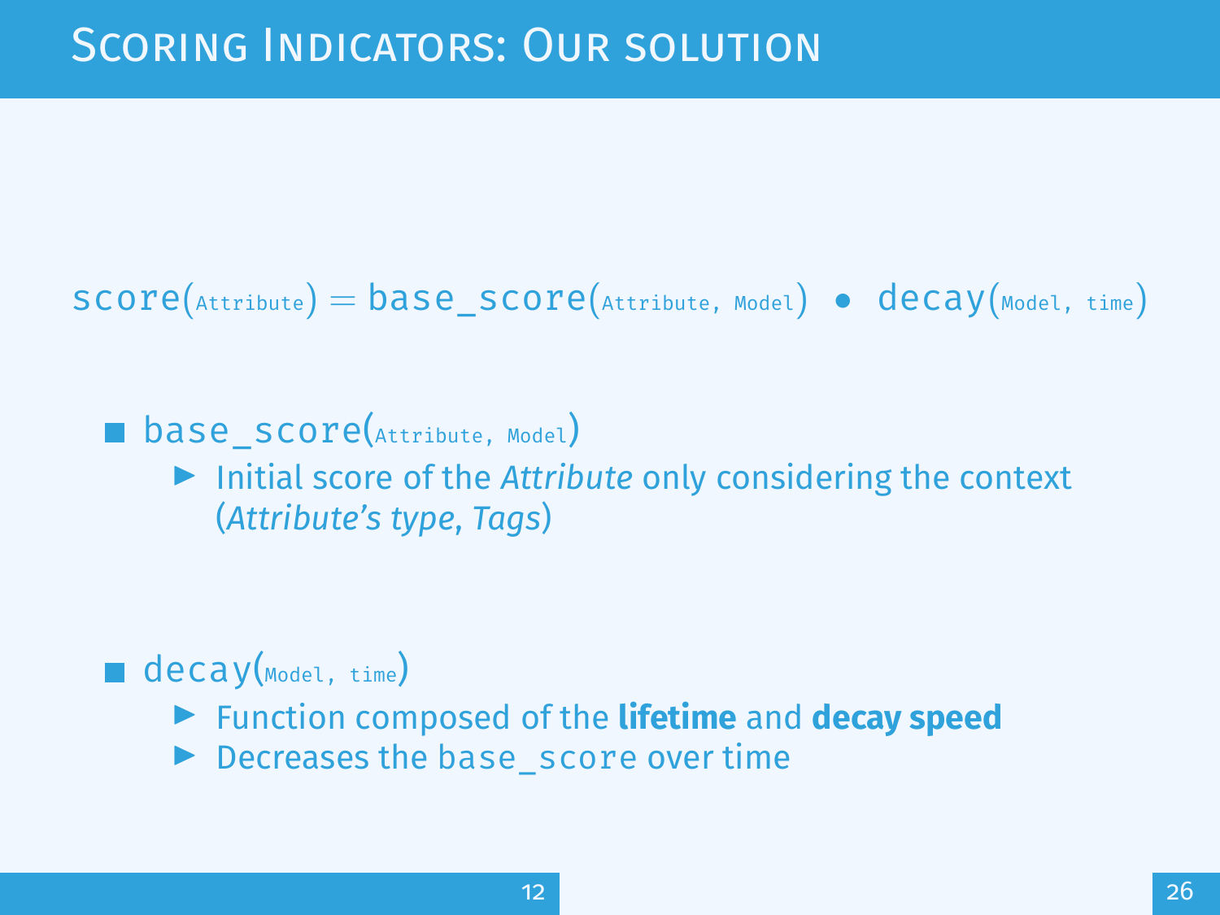# Scoring Indicators: Our solution

$$\texttt{score}(\texttt{Attribute}) = \texttt{base\_score}(\texttt{Attribute, Model}) \bullet \texttt{decay}(\texttt{Model, time})$$

- `base_score(Attribute, Model)`
  - Initial score of the *Attribute* only considering the context (*Attribute's type*, *Tags*)
- `decay(Model, time)`
  - Function composed of the **lifetime** and **decay speed**
  - Decreases the `base_score` over time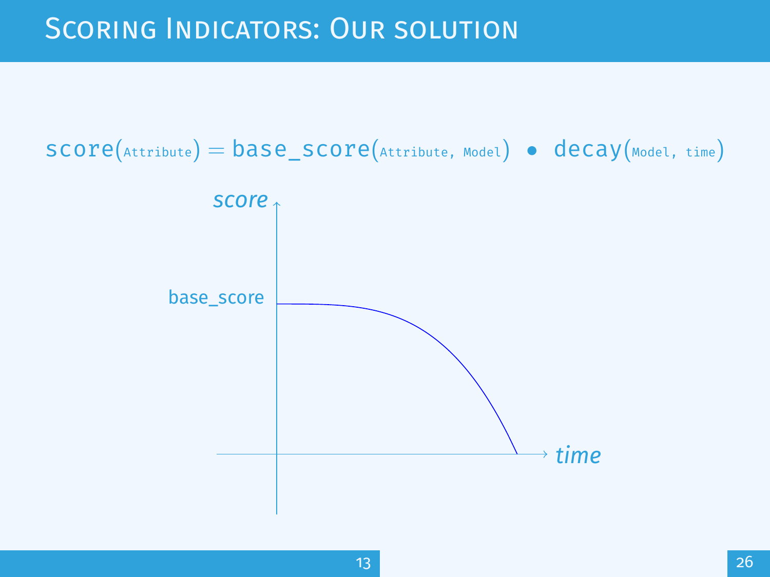# Scoring Indicators: Our solution

$$\texttt{score}(\texttt{Attribute}) = \texttt{base\_score}(\texttt{Attribute, Model}) \bullet \texttt{decay}(\texttt{Model, time})$$

*score*

base_score

*time*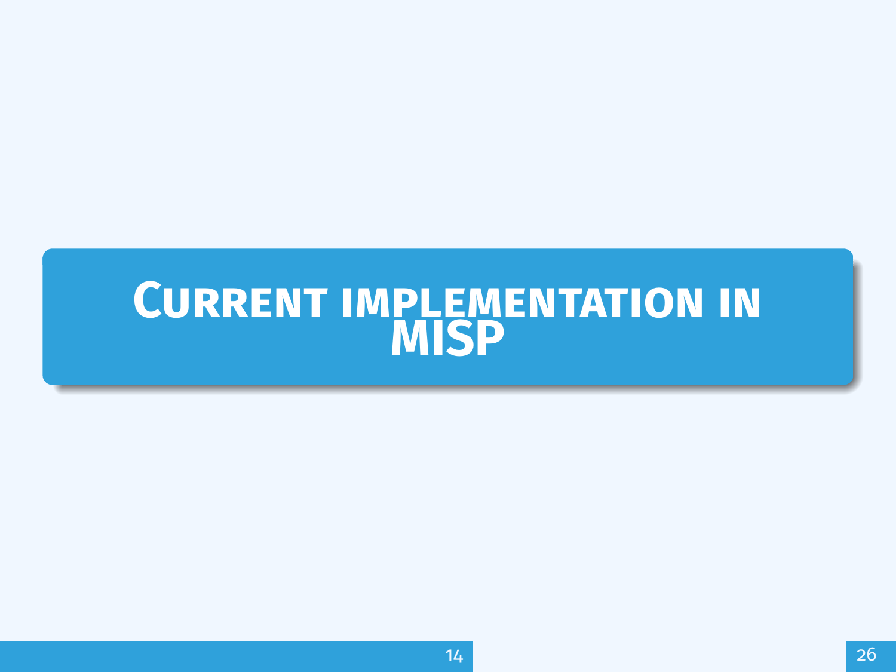# Current implementation in MISP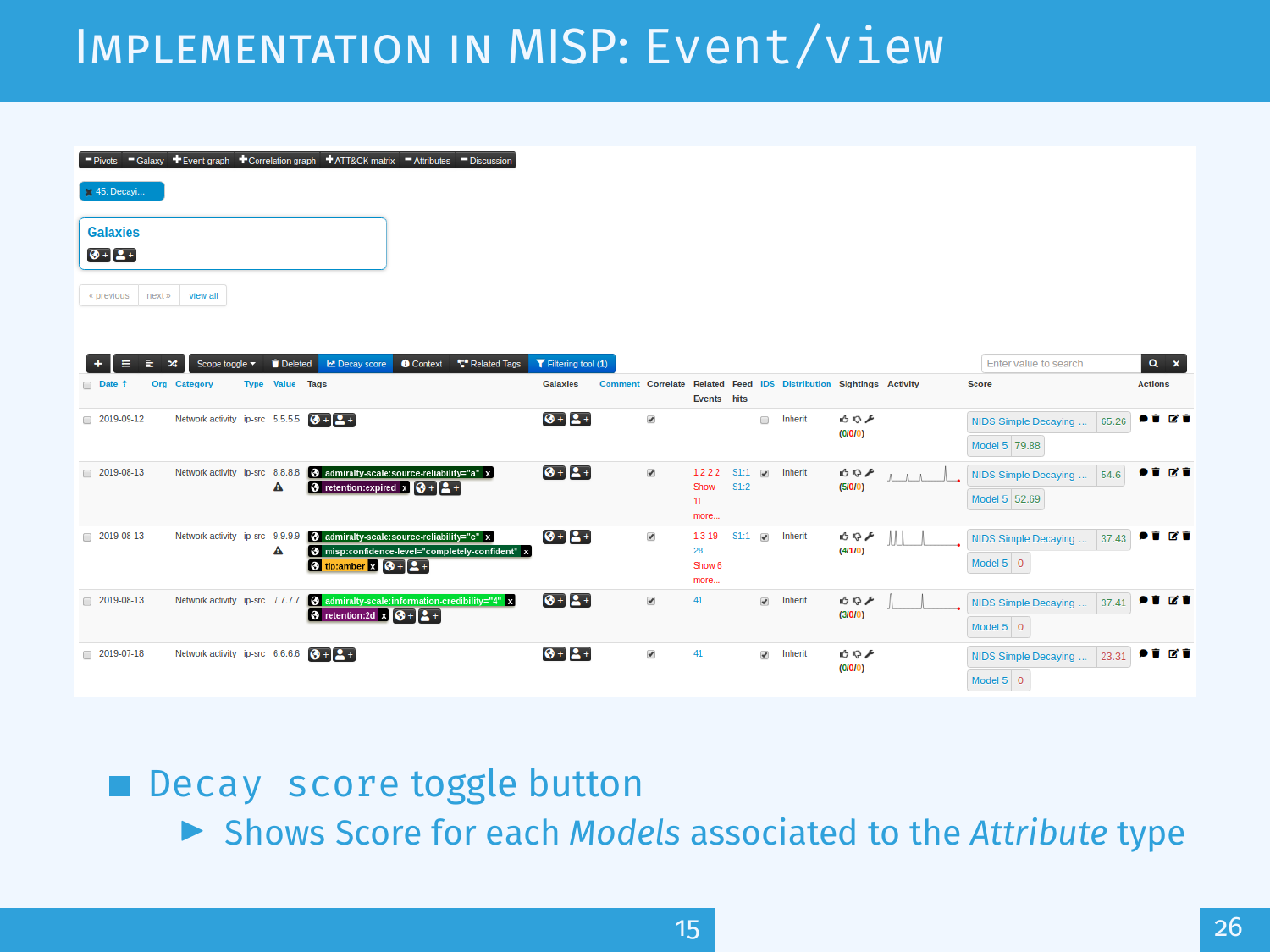# Implementation in MISP: Event/view

| Date | Org | Category | Type | Value | Tags | Galaxies | Comment | Correlate | Related Events | Feed hits | IDS | Distribution | Sightings | Activity | Score | Actions |
|---|---|---|---|---|---|---|---|---|---|---|---|---|---|---|---|---|
| 2019-09-12 | | Network activity | ip-src | 5.5.5.5 | | | | ✔ | | | | Inherit | (0/0/0) | | NIDS Simple Decaying ... 65.26; Model 5 79.88 | |
| 2019-08-13 | | Network activity | ip-src | 8.8.8.8 | admiralty-scale:source-reliability="a"; retention:expired | | | ✔ | 1 2 2 2 Show 11 more... | S1:1 S1:2 | ✔ | Inherit | (5/0/0) | | NIDS Simple Decaying ... 54.6; Model 5 52.69 | |
| 2019-08-13 | | Network activity | ip-src | 9.9.9.9 | admiralty-scale:source-reliability="c"; misp:confidence-level="completely-confident"; tlp:amber | | | ✔ | 1 3 19 28 Show 6 more... | S1:1 | ✔ | Inherit | (4/1/0) | | NIDS Simple Decaying ... 37.43; Model 5 0 | |
| 2019-08-13 | | Network activity | ip-src | 7.7.7.7 | admiralty-scale:information-credibility="4"; retention:2d | | | ✔ | 41 | | ✔ | Inherit | (3/0/0) | | NIDS Simple Decaying ... 37.41; Model 5 0 | |
| 2019-07-18 | | Network activity | ip-src | 6.6.6.6 | | | | ✔ | 41 | | ✔ | Inherit | (0/0/0) | | NIDS Simple Decaying ... 23.31; Model 5 0 | |

- Decay score toggle button
  - Shows Score for each *Models* associated to the *Attribute* type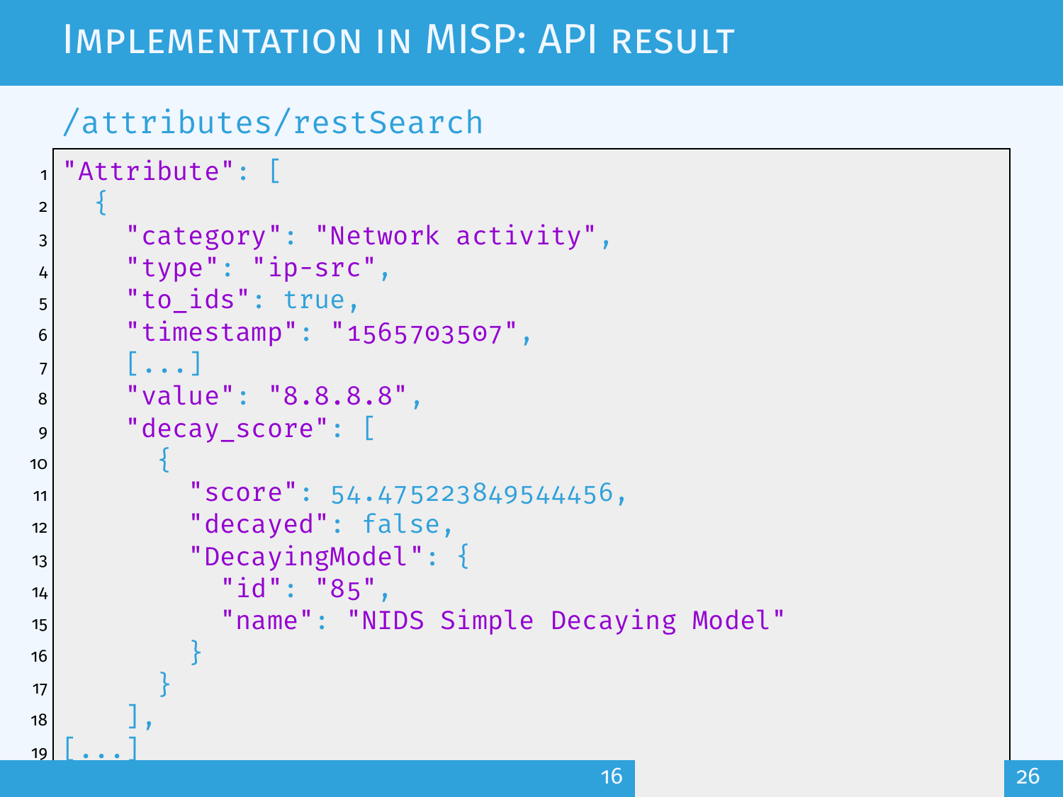# Implementation in MISP: API result

/attributes/restSearch

```
"Attribute": [
  {
    "category": "Network activity",
    "type": "ip-src",
    "to_ids": true,
    "timestamp": "1565703507",
    [...]
    "value": "8.8.8.8",
    "decay_score": [
      {
        "score": 54.475223849544456,
        "decayed": false,
        "DecayingModel": {
          "id": "85",
          "name": "NIDS Simple Decaying Model"
        }
      }
    ],
[...]
```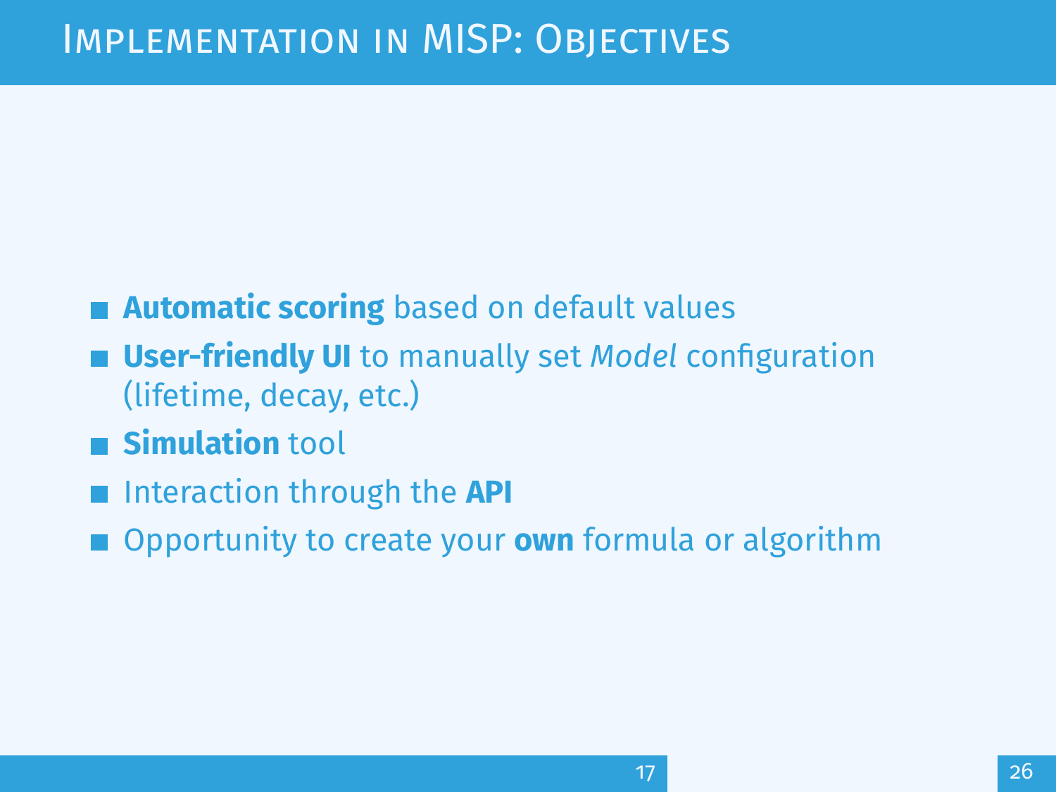# Implementation in MISP: Objectives

- **Automatic scoring** based on default values
- **User-friendly UI** to manually set *Model* configuration (lifetime, decay, etc.)
- **Simulation** tool
- Interaction through the **API**
- Opportunity to create your **own** formula or algorithm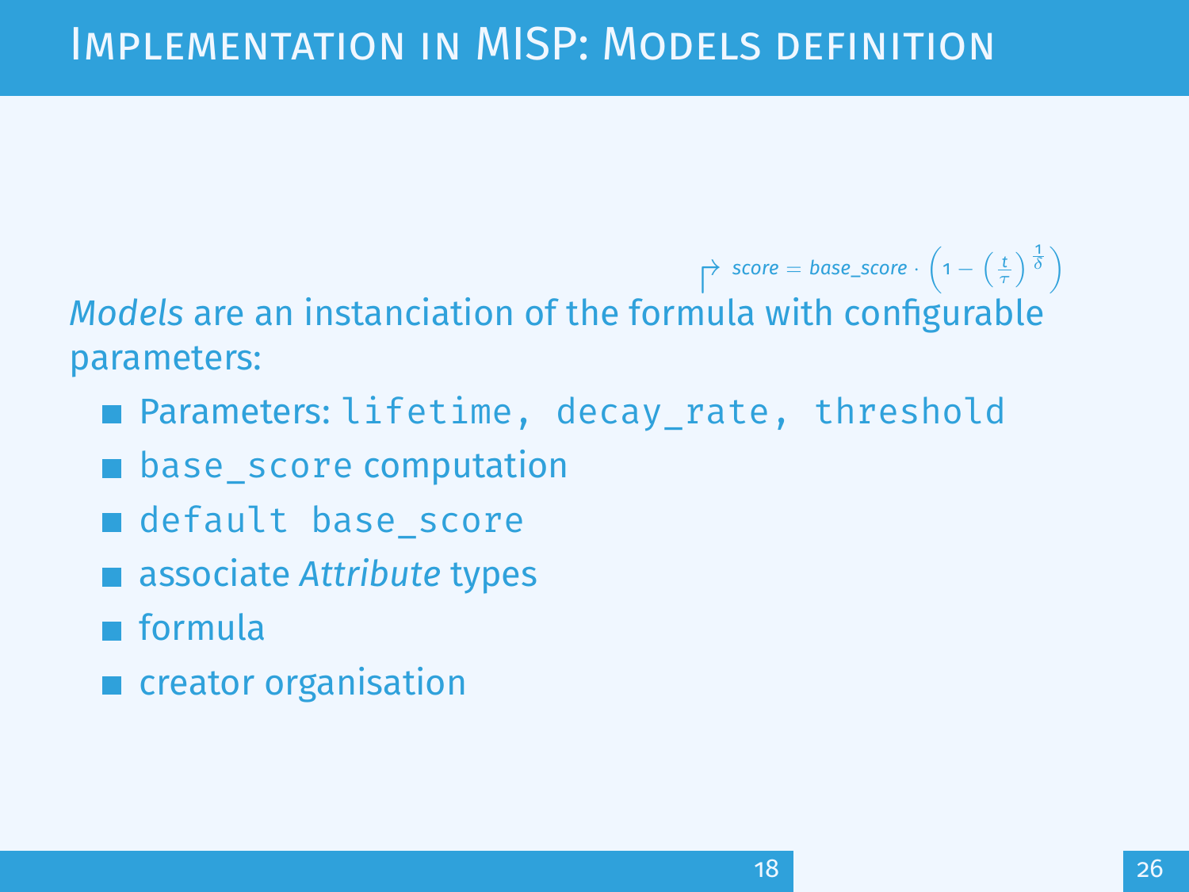# Implementation in MISP: Models definition

$\Rsh$ $score = base\_score \cdot \left(1 - \left(\frac{t}{\tau}\right)^{\frac{1}{\delta}}\right)$

*Models* are an instanciation of the formula with configurable parameters:

- Parameters: `lifetime, decay_rate, threshold`
- `base_score` computation
- `default base_score`
- associate *Attribute* types
- formula
- creator organisation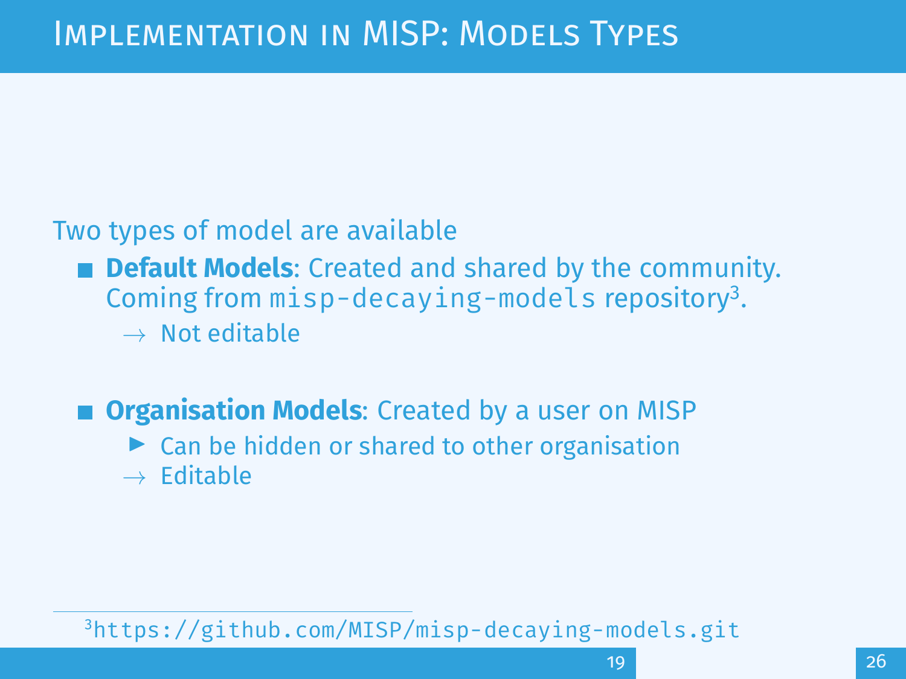# Implementation in MISP: Models Types

Two types of model are available

- **Default Models**: Created and shared by the community. Coming from `misp-decaying-models` repository[3].
  - → Not editable

- **Organisation Models**: Created by a user on MISP
  - Can be hidden or shared to other organisation
  - → Editable

[3] `https://github.com/MISP/misp-decaying-models.git`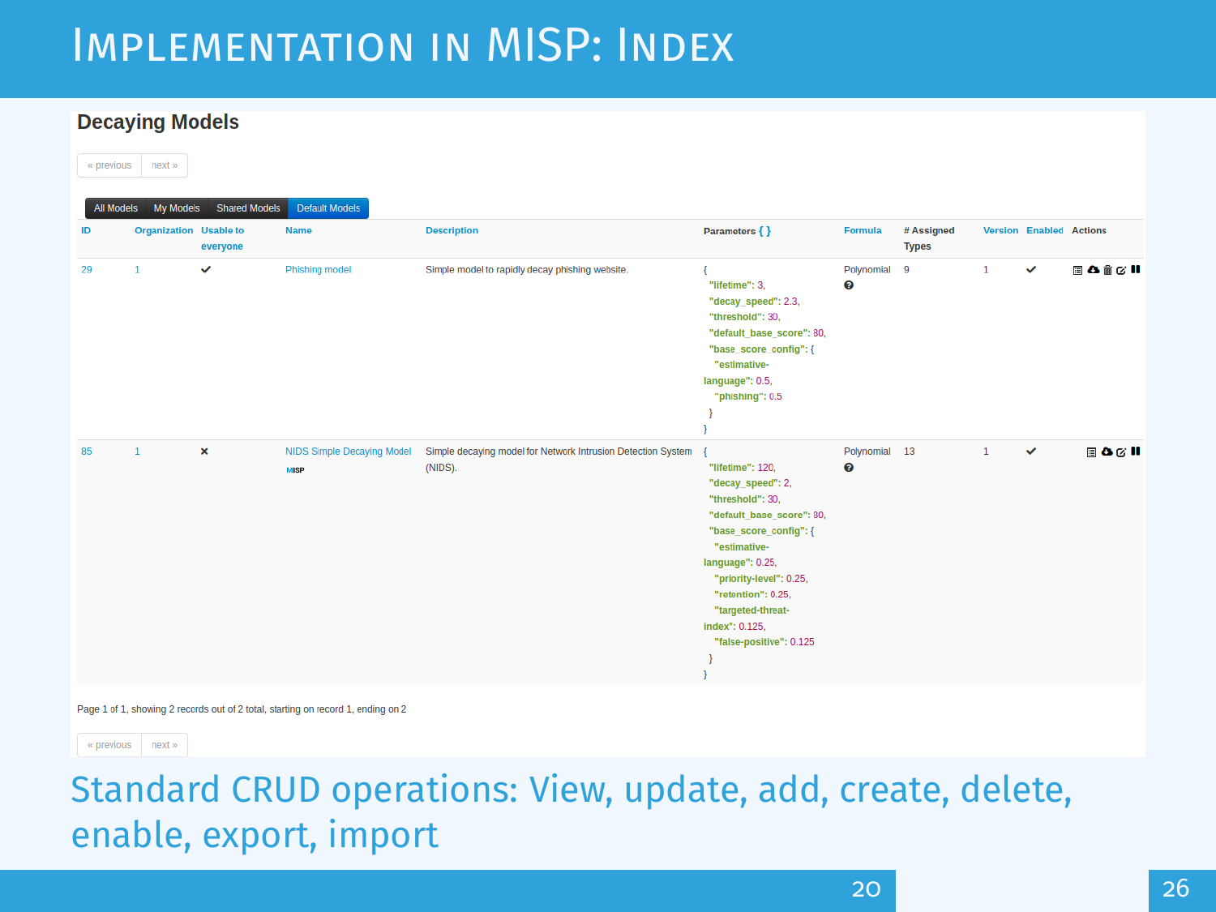# Implementation in MISP: Index

## Decaying Models

« previous | next »

All Models | My Models | Shared Models | Default Models

| ID | Organization | Usable to everyone | Name | Description | Parameters { } | Formula | # Assigned Types | Version | Enabled | Actions |
|---|---|---|---|---|---|---|---|---|---|---|
| 29 | 1 | ✔ | Phishing model | Simple model to rapidly decay phishing website. | { "lifetime": 3, "decay_speed": 2.3, "threshold": 30, "default_base_score": 80, "base_score_config": { "estimative-language": 0.5, "phishing": 0.5 } } | Polynomial | 9 | 1 | ✔ | |
| 85 | 1 | ✖ | NIDS Simple Decaying Model MISP | Simple decaying model for Network Intrusion Detection System (NIDS). | { "lifetime": 120, "decay_speed": 2, "threshold": 30, "default_base_score": 80, "base_score_config": { "estimative-language": 0.25, "priority-level": 0.25, "retention": 0.25, "targeted-threat-index": 0.125, "false-positive": 0.125 } } | Polynomial | 13 | 1 | ✔ | |

Page 1 of 1, showing 2 records out of 2 total, starting on record 1, ending on 2

« previous | next »

Standard CRUD operations: View, update, add, create, delete, enable, export, import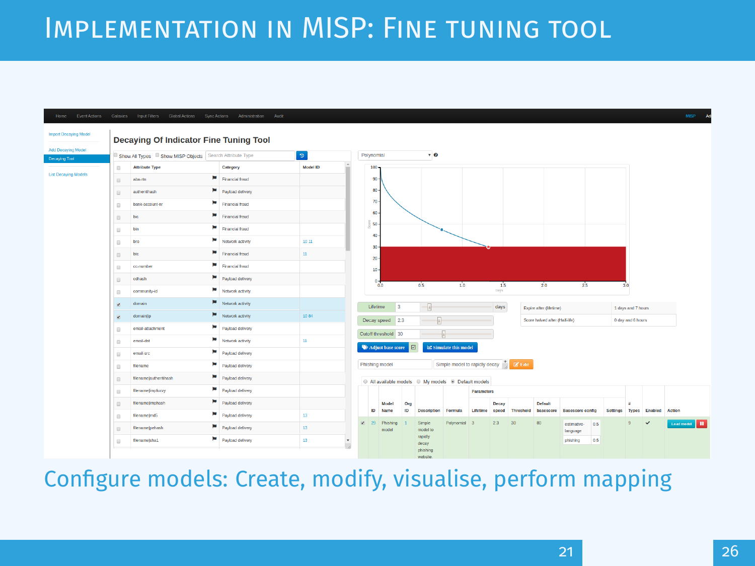# Implementation in MISP: Fine tuning tool

Configure models: Create, modify, visualise, perform mapping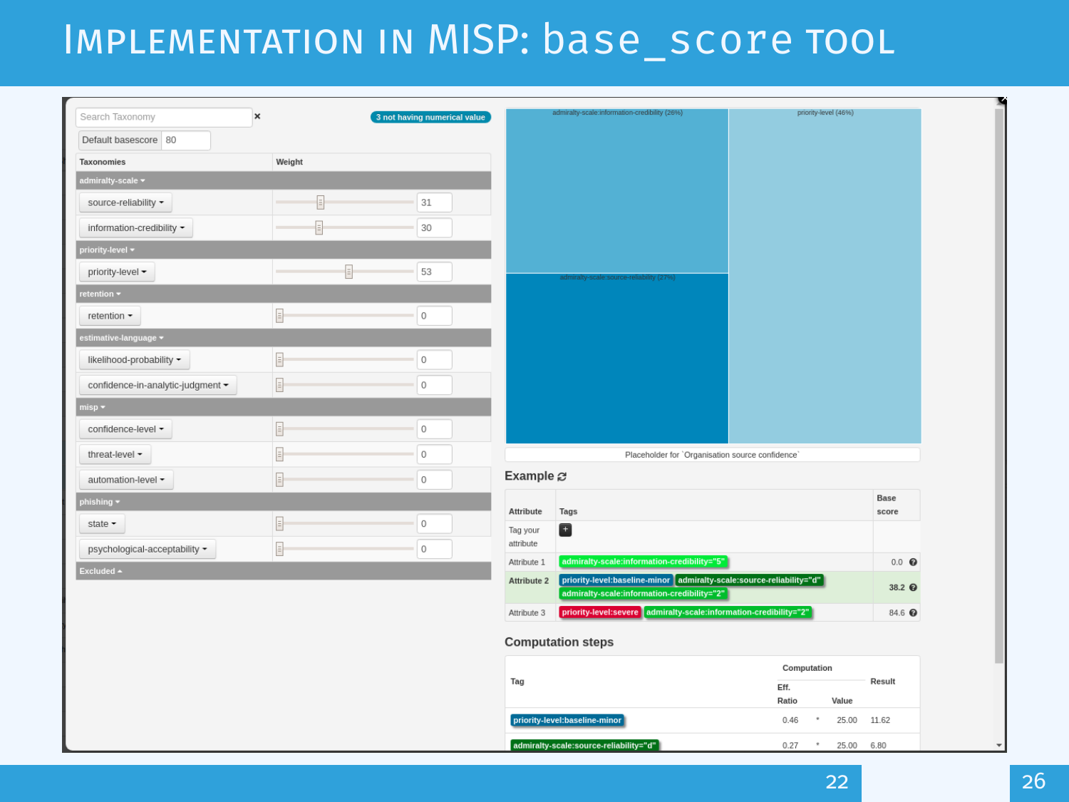# Implementation in MISP: base_score tool

Search Taxonomy

3 not having numerical value

Default basescore 80

| Taxonomies | Weight |
|---|---|
| **admiralty-scale** | |
| source-reliability | 31 |
| information-credibility | 30 |
| **priority-level** | |
| priority-level | 53 |
| **retention** | |
| retention | 0 |
| **estimative-language** | |
| likelihood-probability | 0 |
| confidence-in-analytic-judgment | 0 |
| **misp** | |
| confidence-level | 0 |
| threat-level | 0 |
| automation-level | 0 |
| **phishing** | |
| state | 0 |
| psychological-acceptability | 0 |
| **Excluded** | |

admiralty-scale:information-credibility (26%)

priority-level (46%)

admiralty-scale:source-reliability (27%)

Placeholder for `Organisation source confidence`

## Example

| Attribute | Tags | Base score |
|---|---|---|
| Tag your attribute | + | |
| Attribute 1 | admiralty-scale:information-credibility="5" | 0.0 |
| Attribute 2 | priority-level:baseline-minor admiralty-scale:source-reliability="d" admiralty-scale:information-credibility="2" | 38.2 |
| Attribute 3 | priority-level:severe admiralty-scale:information-credibility="2" | 84.6 |

## Computation steps

| Tag | Computation | | | Result |
|---|---|---|---|---|
| | Eff. Ratio | | Value | |
| priority-level:baseline-minor | 0.46 | * | 25.00 | 11.62 |
| admiralty-scale:source-reliability="d" | 0.27 | * | 25.00 | 6.80 |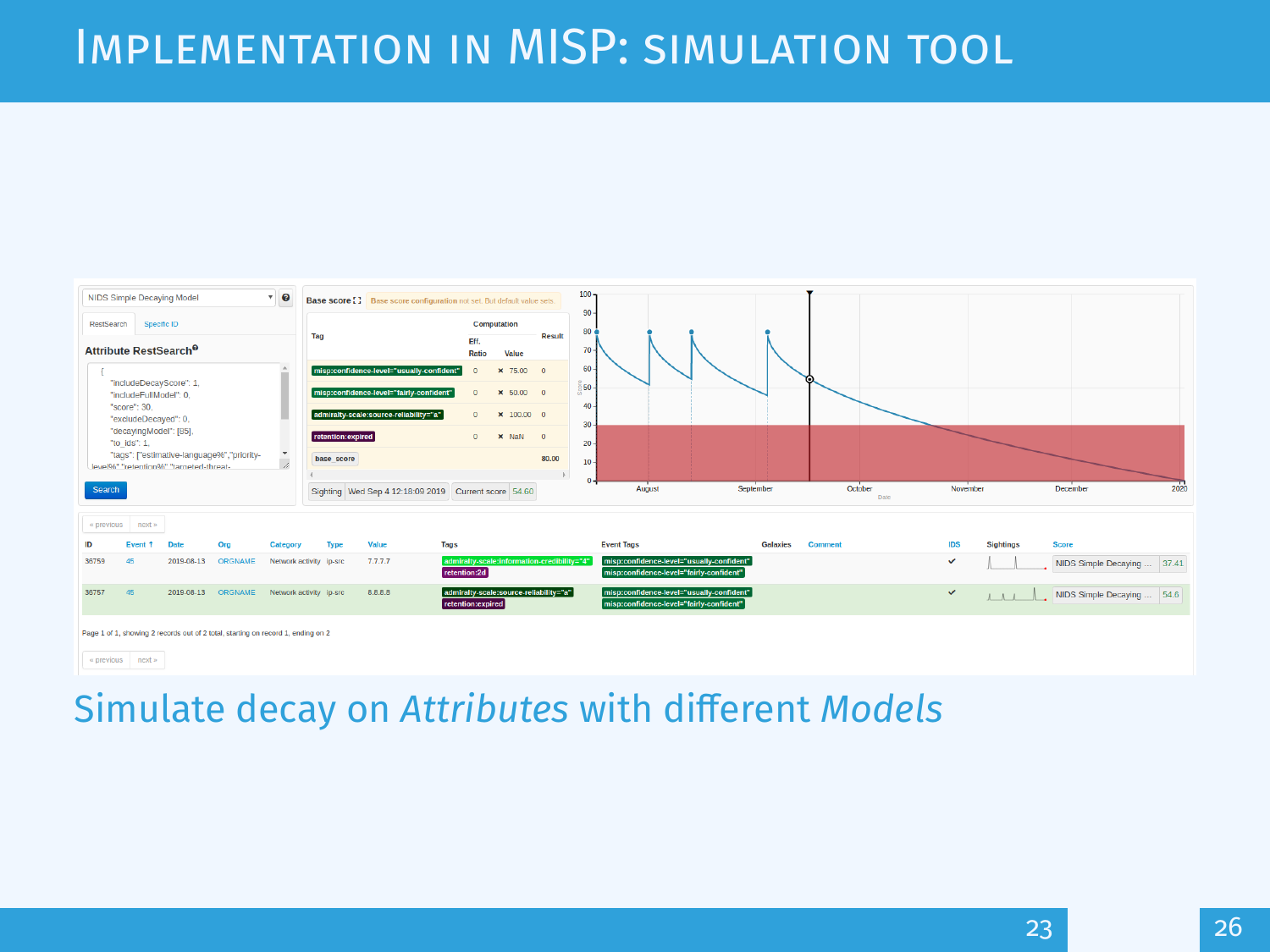# Implementation in MISP: simulation tool

NIDS Simple Decaying Model

RestSearch | Specific ID

**Attribute RestSearch**

```
[
    "includeDecayScore": 1,
    "includeFullModel": 0,
    "score": 30,
    "excludeDecayed": 0,
    "decayingModel": [85],
    "to_ids": 1,
    "tags": ["estimative-language%","priority-level%","retention%","targeted-threat-
```

Search

Base score — Base score configuration not set. But default value sets.

| Tag | Eff. Ratio | | Value | Result |
|---|---|---|---|---|
| misp:confidence-level="usually-confident" | 0 | × | 75.00 | 0 |
| misp:confidence-level="fairly-confident" | 0 | × | 50.00 | 0 |
| admiralty-scale:source-reliability="a" | 0 | × | 100.00 | 0 |
| retention:expired | 0 | × | NaN | 0 |
| base_score | | | | 80.00 |

Sighting: Wed Sep 4 12:18:09 2019 — Current score: 54.60

| ID | Event | Date | Org | Category | Type | Value | Tags | Event Tags | Galaxies | Comment | IDS | Sightings | Score |
|---|---|---|---|---|---|---|---|---|---|---|---|---|---|
| 36759 | 45 | 2019-08-13 | ORGNAME | Network activity | ip-src | 7.7.7.7 | admiralty-scale:information-credibility="4" retention:2d | misp:confidence-level="usually-confident" misp:confidence-level="fairly-confident" | | | ✔ | | NIDS Simple Decaying ... 37.41 |
| 36757 | 45 | 2019-08-13 | ORGNAME | Network activity | ip-src | 8.8.8.8 | admiralty-scale:source-reliability="a" retention:expired | misp:confidence-level="usually-confident" misp:confidence-level="fairly-confident" | | | ✔ | | NIDS Simple Decaying ... 54.6 |

Page 1 of 1, showing 2 records out of 2 total, starting on record 1, ending on 2

Simulate decay on *Attributes* with different *Models*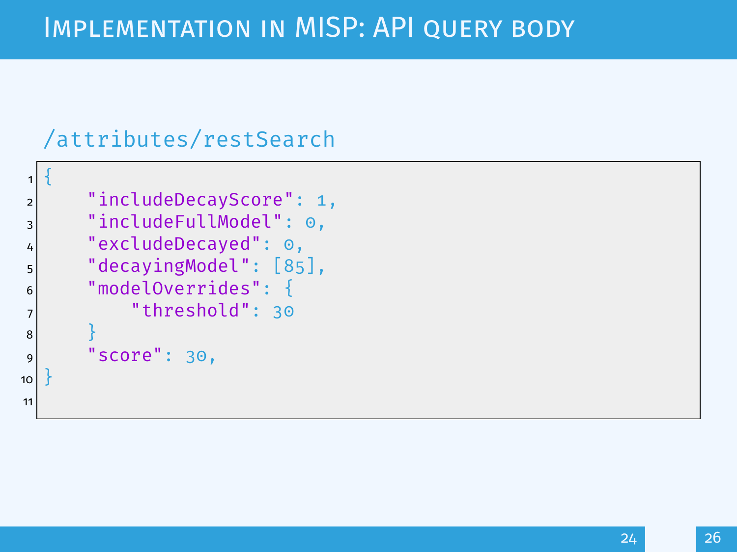# Implementation in MISP: API query body

/attributes/restSearch

```
{
    "includeDecayScore": 1,
    "includeFullModel": 0,
    "excludeDecayed": 0,
    "decayingModel": [85],
    "modelOverrides": {
        "threshold": 30
    }
    "score": 30,
}
```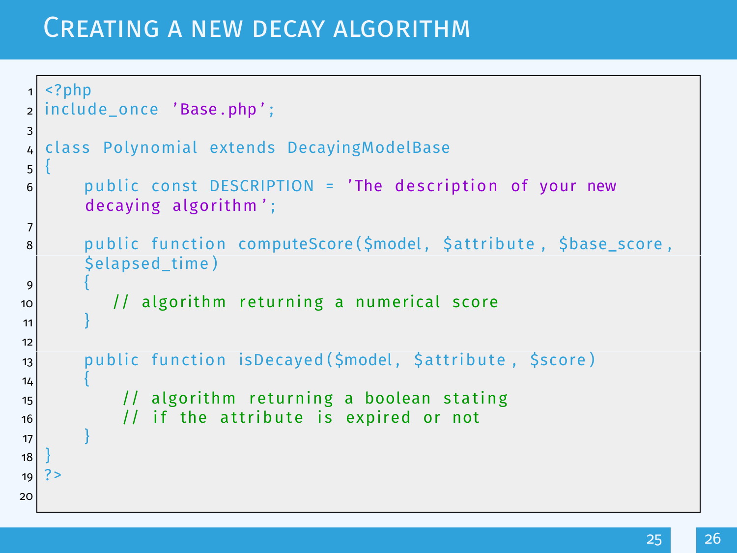# Creating a new decay algorithm

```php
<?php
include_once 'Base.php';

class Polynomial extends DecayingModelBase
{
    public const DESCRIPTION = 'The description of your new
    decaying algorithm';

    public function computeScore($model, $attribute, $base_score,
    $elapsed_time)
    {
       // algorithm returning a numerical score
    }

    public function isDecayed($model, $attribute, $score)
    {
        // algorithm returning a boolean stating
        // if the attribute is expired or not
    }
}
?>

```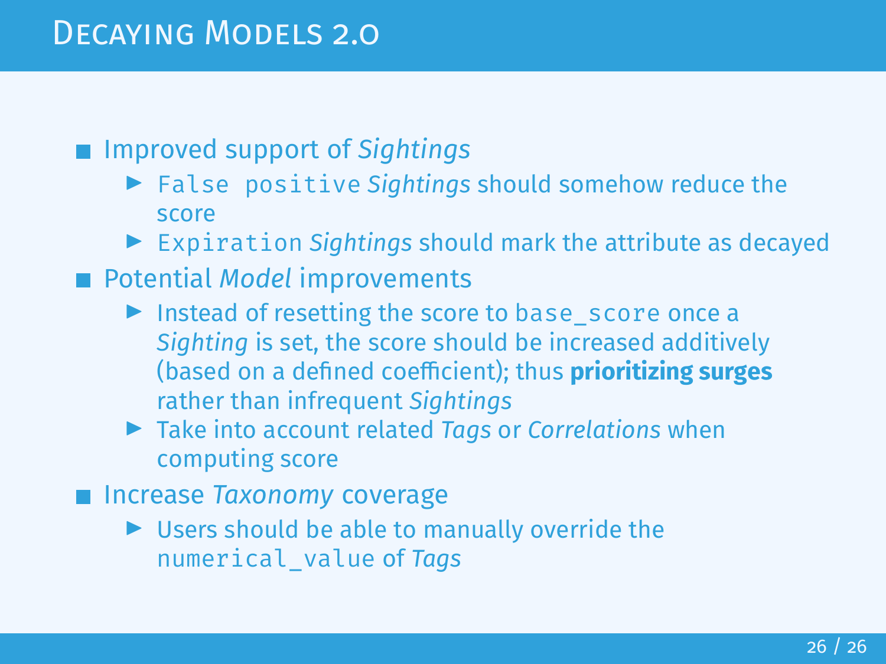# Decaying Models 2.0

- Improved support of *Sightings*
  - `False positive` *Sightings* should somehow reduce the score
  - `Expiration` *Sightings* should mark the attribute as decayed
- Potential *Model* improvements
  - Instead of resetting the score to `base_score` once a *Sighting* is set, the score should be increased additively (based on a defined coefficient); thus **prioritizing surges** rather than infrequent *Sightings*
  - Take into account related *Tags* or *Correlations* when computing score
- Increase *Taxonomy* coverage
  - Users should be able to manually override the `numerical_value` of *Tags*